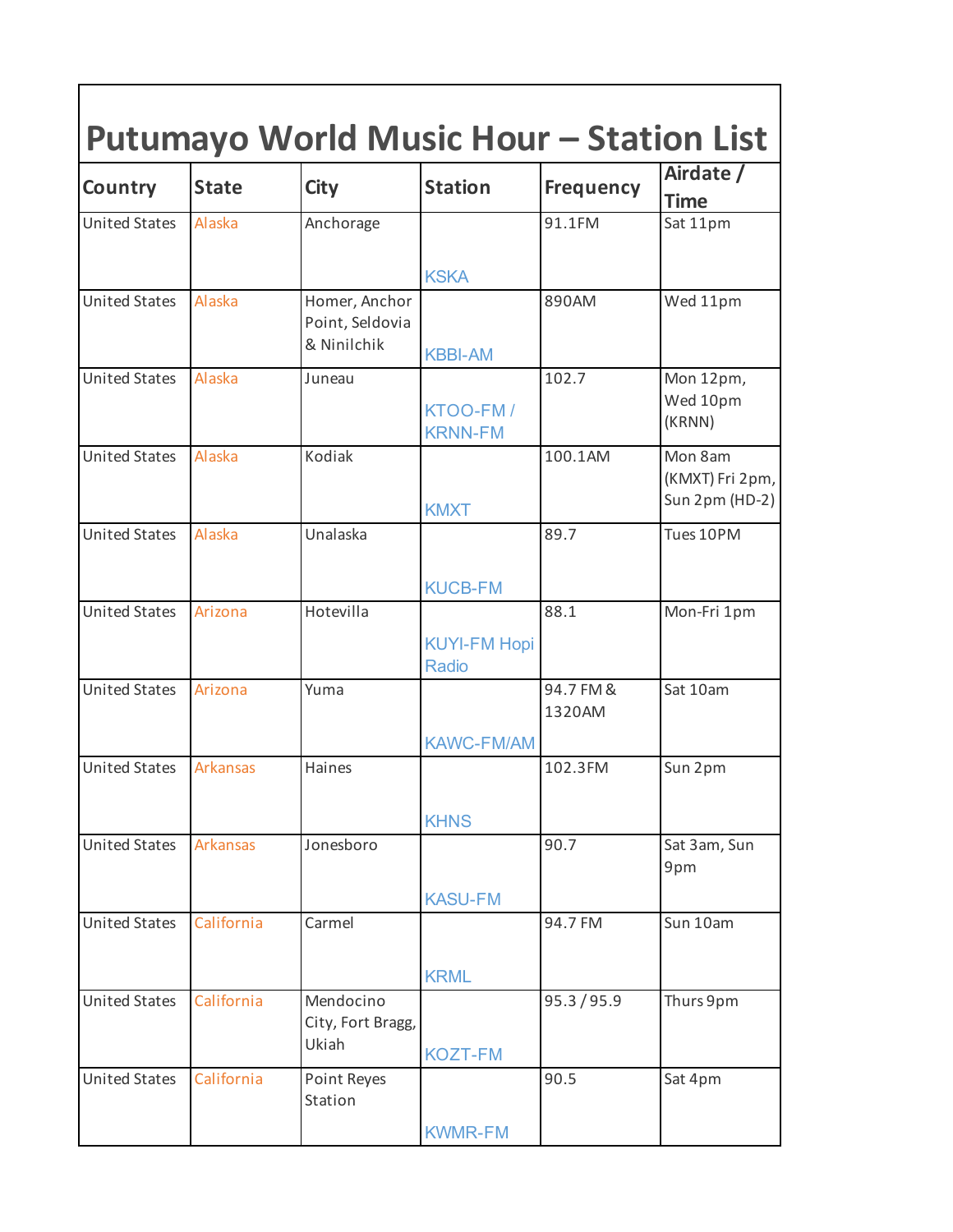# Putumayo World Music Hour – Station List

| Country | State | City | Station | Frequency | Airdate / Time |
|---|---|---|---|---|---|
| United States | Alaska | Anchorage | KSKA | 91.1FM | Sat 11pm |
| United States | Alaska | Homer, Anchor Point, Seldovia & Ninilchik | KBBI-AM | 890AM | Wed 11pm |
| United States | Alaska | Juneau | KTOO-FM / KRNN-FM | 102.7 | Mon 12pm, Wed 10pm (KRNN) |
| United States | Alaska | Kodiak | KMXT | 100.1AM | Mon 8am (KMXT) Fri 2pm, Sun 2pm (HD-2) |
| United States | Alaska | Unalaska | KUCB-FM | 89.7 | Tues 10PM |
| United States | Arizona | Hotevilla | KUYI-FM Hopi Radio | 88.1 | Mon-Fri 1pm |
| United States | Arizona | Yuma | KAWC-FM/AM | 94.7 FM & 1320AM | Sat 10am |
| United States | Arkansas | Haines | KHNS | 102.3FM | Sun 2pm |
| United States | Arkansas | Jonesboro | KASU-FM | 90.7 | Sat 3am, Sun 9pm |
| United States | California | Carmel | KRML | 94.7 FM | Sun 10am |
| United States | California | Mendocino City, Fort Bragg, Ukiah | KOZT-FM | 95.3 / 95.9 | Thurs 9pm |
| United States | California | Point Reyes Station | KWMR-FM | 90.5 | Sat 4pm |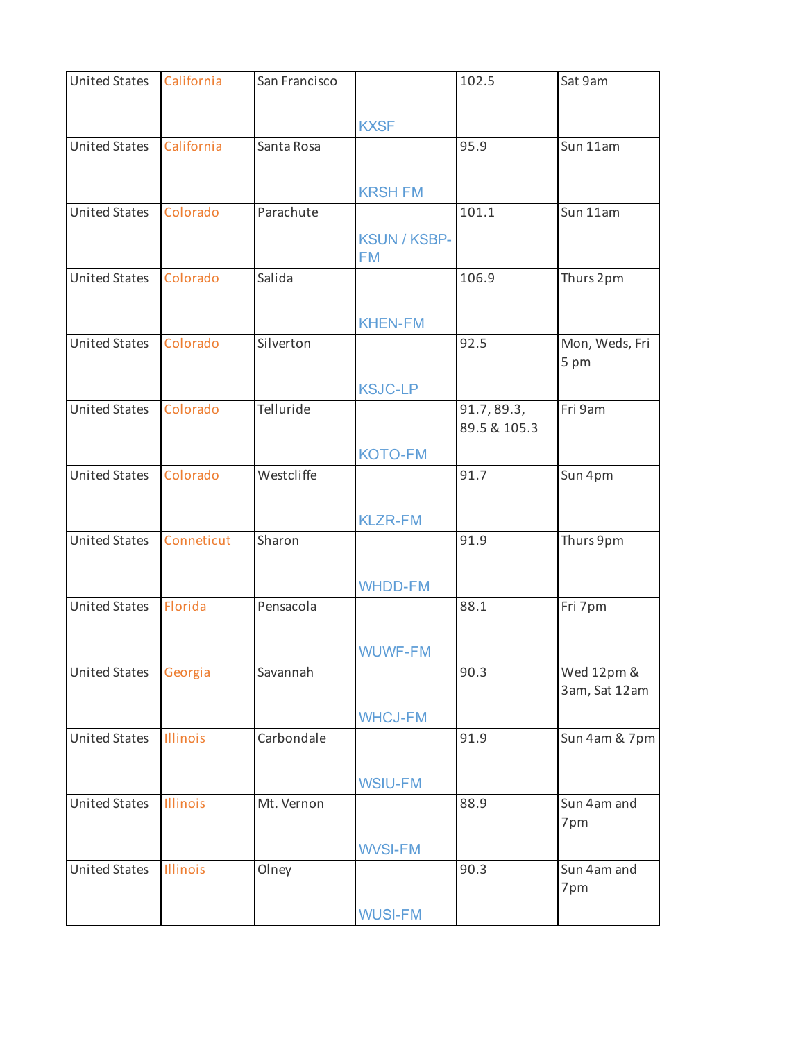| United States | California | San Francisco | KXSF | 102.5 | Sat 9am |
|---|---|---|---|---|---|
| United States | California | Santa Rosa | KRSH FM | 95.9 | Sun 11am |
| United States | Colorado | Parachute | KSUN / KSBP-FM | 101.1 | Sun 11am |
| United States | Colorado | Salida | KHEN-FM | 106.9 | Thurs 2pm |
| United States | Colorado | Silverton | KSJC-LP | 92.5 | Mon, Weds, Fri 5 pm |
| United States | Colorado | Telluride | KOTO-FM | 91.7, 89.3, 89.5 & 105.3 | Fri 9am |
| United States | Colorado | Westcliffe | KLZR-FM | 91.7 | Sun 4pm |
| United States | Conneticut | Sharon | WHDD-FM | 91.9 | Thurs 9pm |
| United States | Florida | Pensacola | WUWF-FM | 88.1 | Fri 7pm |
| United States | Georgia | Savannah | WHCJ-FM | 90.3 | Wed 12pm & 3am, Sat 12am |
| United States | Illinois | Carbondale | WSIU-FM | 91.9 | Sun 4am & 7pm |
| United States | Illinois | Mt. Vernon | WVSI-FM | 88.9 | Sun 4am and 7pm |
| United States | Illinois | Olney | WUSI-FM | 90.3 | Sun 4am and 7pm |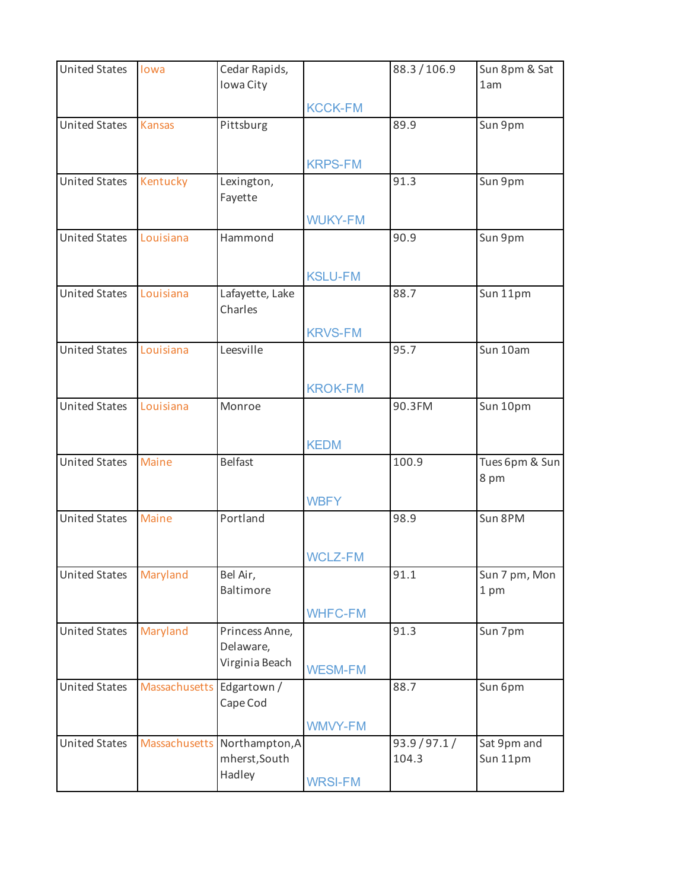| United States | Iowa | Cedar Rapids, Iowa City | KCCK-FM | 88.3 / 106.9 | Sun 8pm & Sat 1am |
|---|---|---|---|---|---|
| United States | Kansas | Pittsburg | KRPS-FM | 89.9 | Sun 9pm |
| United States | Kentucky | Lexington, Fayette | WUKY-FM | 91.3 | Sun 9pm |
| United States | Louisiana | Hammond | KSLU-FM | 90.9 | Sun 9pm |
| United States | Louisiana | Lafayette, Lake Charles | KRVS-FM | 88.7 | Sun 11pm |
| United States | Louisiana | Leesville | KROK-FM | 95.7 | Sun 10am |
| United States | Louisiana | Monroe | KEDM | 90.3FM | Sun 10pm |
| United States | Maine | Belfast | WBFY | 100.9 | Tues 6pm & Sun 8 pm |
| United States | Maine | Portland | WCLZ-FM | 98.9 | Sun 8PM |
| United States | Maryland | Bel Air, Baltimore | WHFC-FM | 91.1 | Sun 7 pm, Mon 1 pm |
| United States | Maryland | Princess Anne, Delaware, Virginia Beach | WESM-FM | 91.3 | Sun 7pm |
| United States | Massachusetts | Edgartown / Cape Cod | WMVY-FM | 88.7 | Sun 6pm |
| United States | Massachusetts | Northampton,Amherst,South Hadley | WRSI-FM | 93.9 / 97.1 / 104.3 | Sat 9pm and Sun 11pm |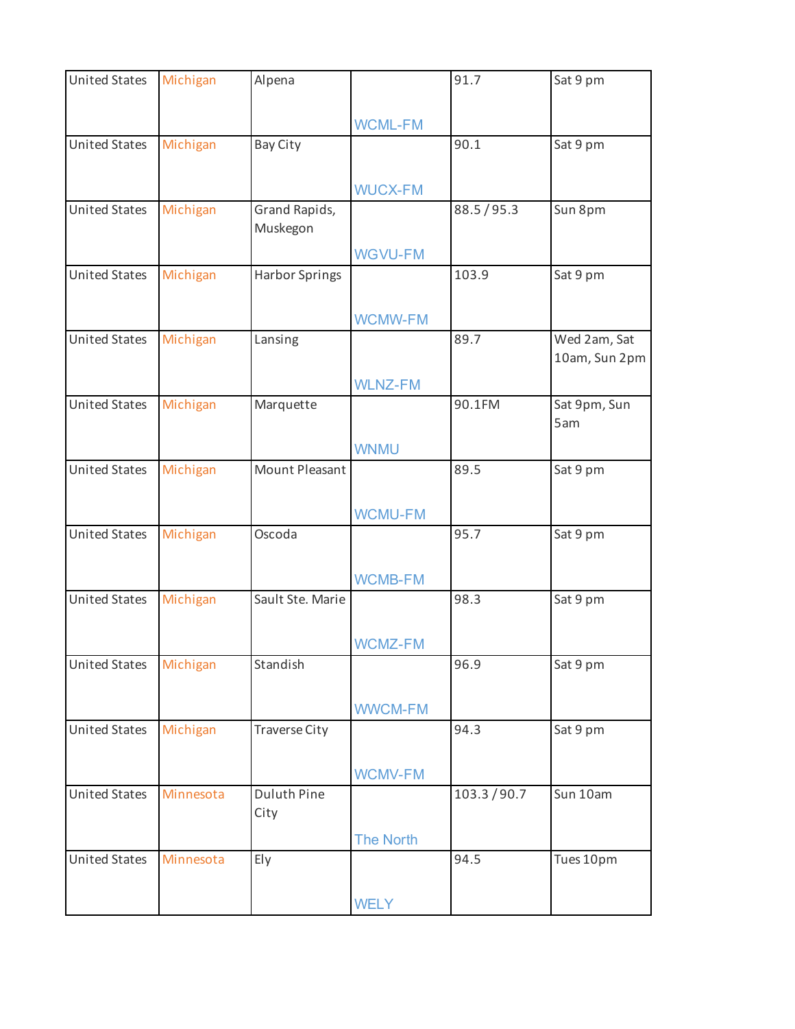| United States | Michigan | Alpena | WCML-FM | 91.7 | Sat 9 pm |
|---|---|---|---|---|---|
| United States | Michigan | Bay City | WUCX-FM | 90.1 | Sat 9 pm |
| United States | Michigan | Grand Rapids, Muskegon | WGVU-FM | 88.5 / 95.3 | Sun 8pm |
| United States | Michigan | Harbor Springs | WCMW-FM | 103.9 | Sat 9 pm |
| United States | Michigan | Lansing | WLNZ-FM | 89.7 | Wed 2am, Sat 10am, Sun 2pm |
| United States | Michigan | Marquette | WNMU | 90.1FM | Sat 9pm, Sun 5am |
| United States | Michigan | Mount Pleasant | WCMU-FM | 89.5 | Sat 9 pm |
| United States | Michigan | Oscoda | WCMB-FM | 95.7 | Sat 9 pm |
| United States | Michigan | Sault Ste. Marie | WCMZ-FM | 98.3 | Sat 9 pm |
| United States | Michigan | Standish | WWCM-FM | 96.9 | Sat 9 pm |
| United States | Michigan | Traverse City | WCMV-FM | 94.3 | Sat 9 pm |
| United States | Minnesota | Duluth Pine City | The North | 103.3 / 90.7 | Sun 10am |
| United States | Minnesota | Ely | WELY | 94.5 | Tues 10pm |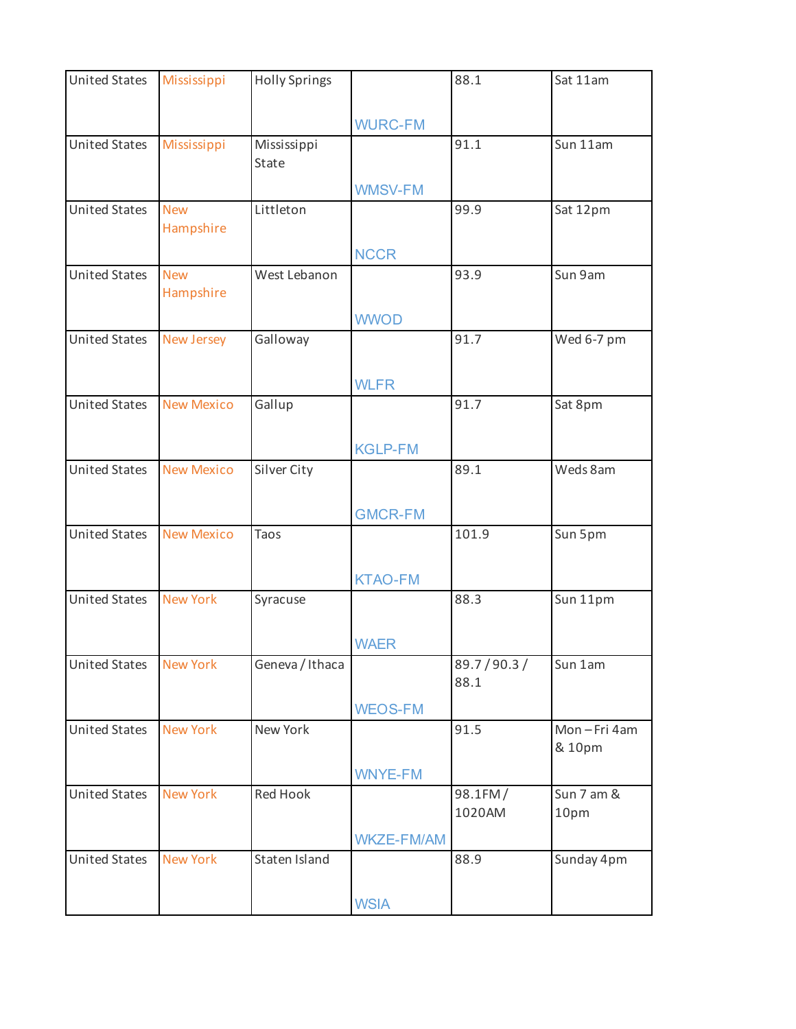| United States | Mississippi | Holly Springs | WURC-FM | 88.1 | Sat 11am |
|---|---|---|---|---|---|
| United States | Mississippi | Mississippi State | WMSV-FM | 91.1 | Sun 11am |
| United States | New Hampshire | Littleton | NCCR | 99.9 | Sat 12pm |
| United States | New Hampshire | West Lebanon | WWOD | 93.9 | Sun 9am |
| United States | New Jersey | Galloway | WLFR | 91.7 | Wed 6-7 pm |
| United States | New Mexico | Gallup | KGLP-FM | 91.7 | Sat 8pm |
| United States | New Mexico | Silver City | GMCR-FM | 89.1 | Weds 8am |
| United States | New Mexico | Taos | KTAO-FM | 101.9 | Sun 5pm |
| United States | New York | Syracuse | WAER | 88.3 | Sun 11pm |
| United States | New York | Geneva / Ithaca | WEOS-FM | 89.7 / 90.3 / 88.1 | Sun 1am |
| United States | New York | New York | WNYE-FM | 91.5 | Mon – Fri 4am & 10pm |
| United States | New York | Red Hook | WKZE-FM/AM | 98.1FM / 1020AM | Sun 7 am & 10pm |
| United States | New York | Staten Island | WSIA | 88.9 | Sunday 4pm |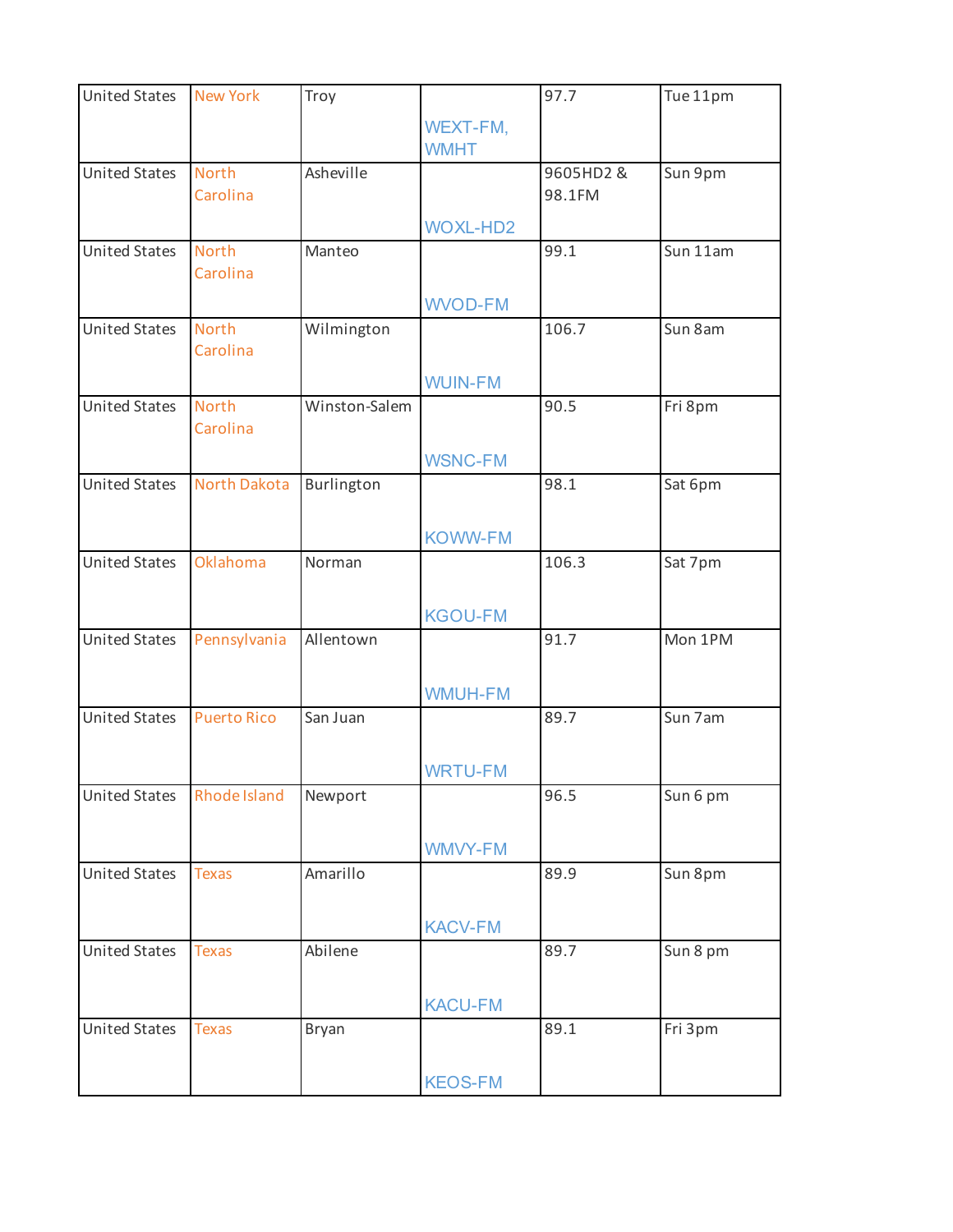| United States | New York | Troy | WEXT-FM, WMHT | 97.7 | Tue 11pm |
|---|---|---|---|---|---|
| United States | North Carolina | Asheville | WOXL-HD2 | 9605HD2 & 98.1FM | Sun 9pm |
| United States | North Carolina | Manteo | WVOD-FM | 99.1 | Sun 11am |
| United States | North Carolina | Wilmington | WUIN-FM | 106.7 | Sun 8am |
| United States | North Carolina | Winston-Salem | WSNC-FM | 90.5 | Fri 8pm |
| United States | North Dakota | Burlington | KOWW-FM | 98.1 | Sat 6pm |
| United States | Oklahoma | Norman | KGOU-FM | 106.3 | Sat 7pm |
| United States | Pennsylvania | Allentown | WMUH-FM | 91.7 | Mon 1PM |
| United States | Puerto Rico | San Juan | WRTU-FM | 89.7 | Sun 7am |
| United States | Rhode Island | Newport | WMVY-FM | 96.5 | Sun 6 pm |
| United States | Texas | Amarillo | KACV-FM | 89.9 | Sun 8pm |
| United States | Texas | Abilene | KACU-FM | 89.7 | Sun 8 pm |
| United States | Texas | Bryan | KEOS-FM | 89.1 | Fri 3pm |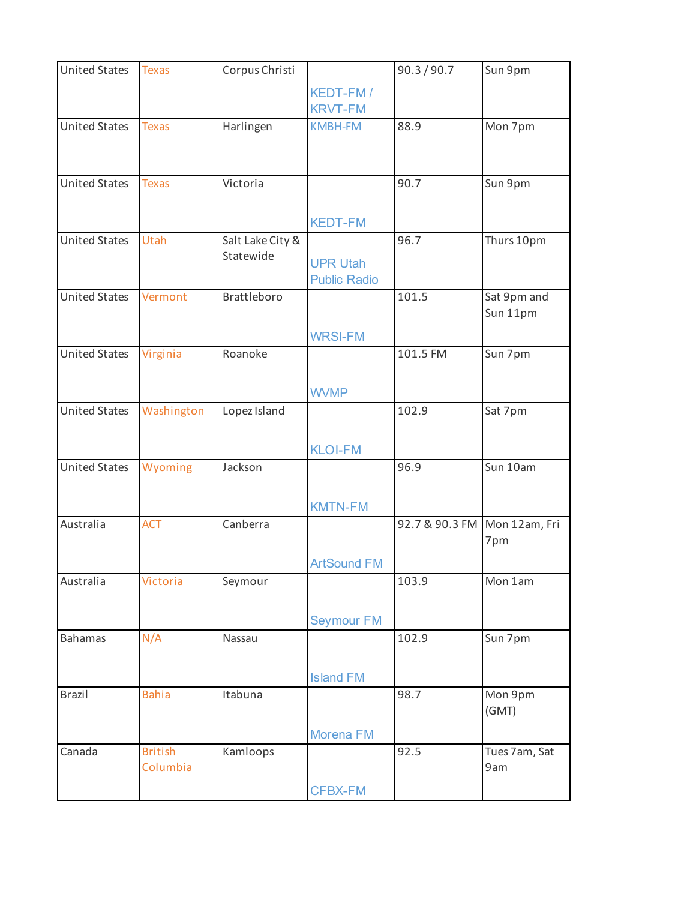| United States | Texas | Corpus Christi | KEDT-FM / KRVT-FM | 90.3 / 90.7 | Sun 9pm |
|---|---|---|---|---|---|
| United States | Texas | Harlingen | KMBH-FM | 88.9 | Mon 7pm |
| United States | Texas | Victoria | KEDT-FM | 90.7 | Sun 9pm |
| United States | Utah | Salt Lake City & Statewide | UPR Utah Public Radio | 96.7 | Thurs 10pm |
| United States | Vermont | Brattleboro | WRSI-FM | 101.5 | Sat 9pm and Sun 11pm |
| United States | Virginia | Roanoke | WVMP | 101.5 FM | Sun 7pm |
| United States | Washington | Lopez Island | KLOI-FM | 102.9 | Sat 7pm |
| United States | Wyoming | Jackson | KMTN-FM | 96.9 | Sun 10am |
| Australia | ACT | Canberra | ArtSound FM | 92.7 & 90.3 FM | Mon 12am, Fri 7pm |
| Australia | Victoria | Seymour | Seymour FM | 103.9 | Mon 1am |
| Bahamas | N/A | Nassau | Island FM | 102.9 | Sun 7pm |
| Brazil | Bahia | Itabuna | Morena FM | 98.7 | Mon 9pm (GMT) |
| Canada | British Columbia | Kamloops | CFBX-FM | 92.5 | Tues 7am, Sat 9am |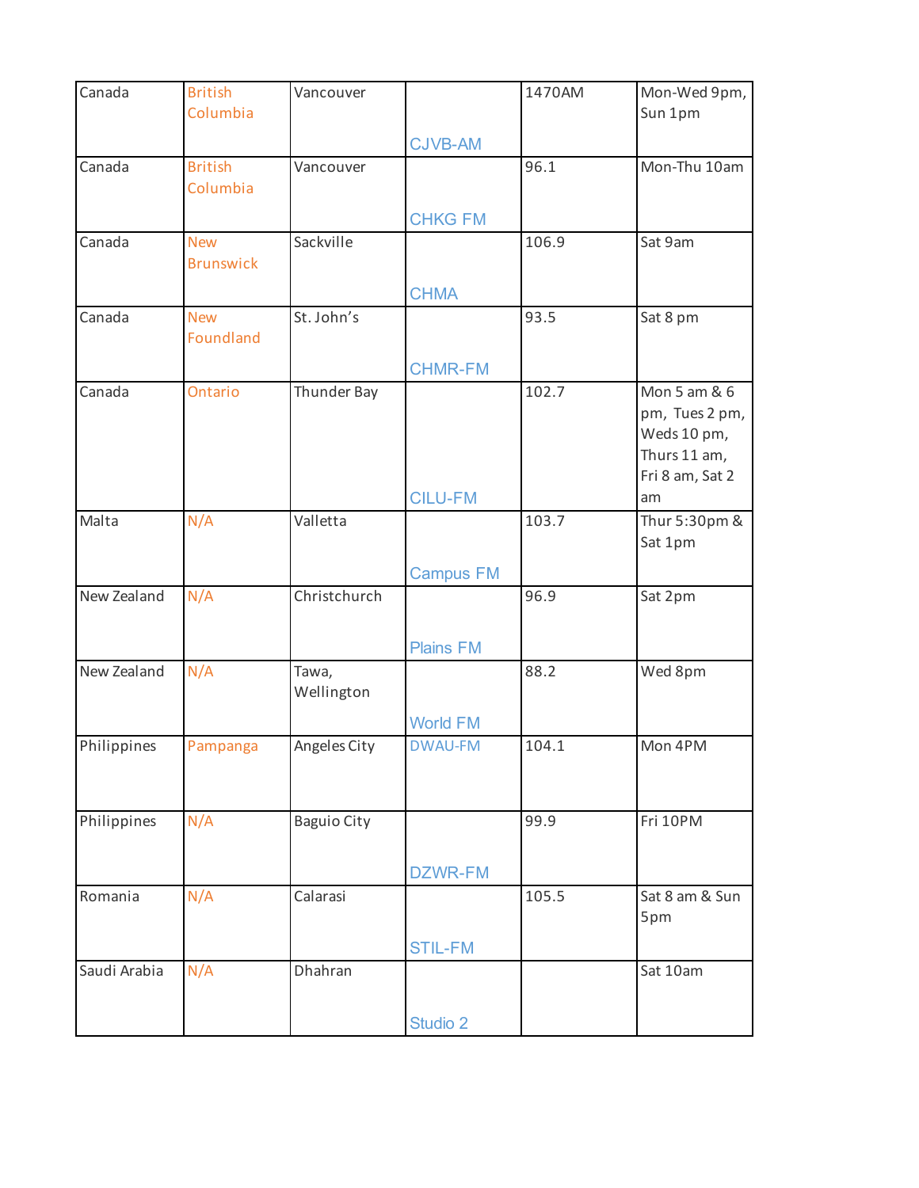| Canada | British Columbia | Vancouver | CJVB-AM | 1470AM | Mon-Wed 9pm, Sun 1pm |
|---|---|---|---|---|---|
| Canada | British Columbia | Vancouver | CHKG FM | 96.1 | Mon-Thu 10am |
| Canada | New Brunswick | Sackville | CHMA | 106.9 | Sat 9am |
| Canada | New Foundland | St. John's | CHMR-FM | 93.5 | Sat 8 pm |
| Canada | Ontario | Thunder Bay | CILU-FM | 102.7 | Mon 5 am & 6 pm, Tues 2 pm, Weds 10 pm, Thurs 11 am, Fri 8 am, Sat 2 am |
| Malta | N/A | Valletta | Campus FM | 103.7 | Thur 5:30pm & Sat 1pm |
| New Zealand | N/A | Christchurch | Plains FM | 96.9 | Sat 2pm |
| New Zealand | N/A | Tawa, Wellington | World FM | 88.2 | Wed 8pm |
| Philippines | Pampanga | Angeles City | DWAU-FM | 104.1 | Mon 4PM |
| Philippines | N/A | Baguio City | DZWR-FM | 99.9 | Fri 10PM |
| Romania | N/A | Calarasi | STIL-FM | 105.5 | Sat 8 am & Sun 5pm |
| Saudi Arabia | N/A | Dhahran | Studio 2 | | Sat 10am |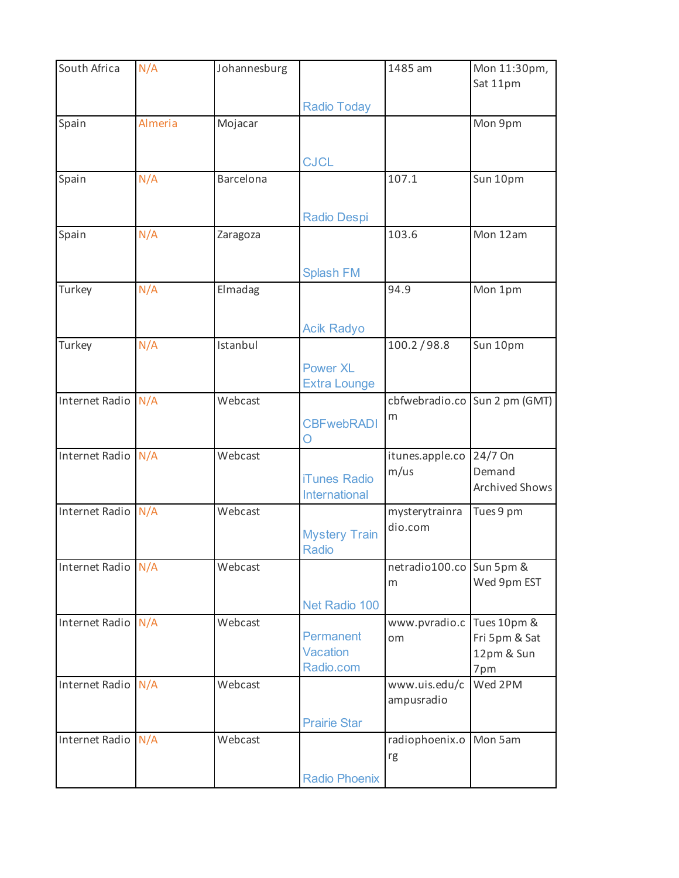| South Africa | N/A | Johannesburg | Radio Today | 1485 am | Mon 11:30pm, Sat 11pm |
|---|---|---|---|---|---|
| Spain | Almeria | Mojacar | CJCL | | Mon 9pm |
| Spain | N/A | Barcelona | Radio Despi | 107.1 | Sun 10pm |
| Spain | N/A | Zaragoza | Splash FM | 103.6 | Mon 12am |
| Turkey | N/A | Elmadag | Acik Radyo | 94.9 | Mon 1pm |
| Turkey | N/A | Istanbul | Power XL Extra Lounge | 100.2 / 98.8 | Sun 10pm |
| Internet Radio | N/A | Webcast | CBFwebRADIO | cbfwebradio.com | Sun 2 pm (GMT) |
| Internet Radio | N/A | Webcast | iTunes Radio International | itunes.apple.com/us | 24/7 On Demand Archived Shows |
| Internet Radio | N/A | Webcast | Mystery Train Radio | mysterytrainradio.com | Tues 9 pm |
| Internet Radio | N/A | Webcast | Net Radio 100 | netradio100.com | Sun 5pm & Wed 9pm EST |
| Internet Radio | N/A | Webcast | Permanent Vacation Radio.com | www.pvradio.com | Tues 10pm & Fri 5pm & Sat 12pm & Sun 7pm |
| Internet Radio | N/A | Webcast | Prairie Star | www.uis.edu/campusradio | Wed 2PM |
| Internet Radio | N/A | Webcast | Radio Phoenix | radiophoenix.org | Mon 5am |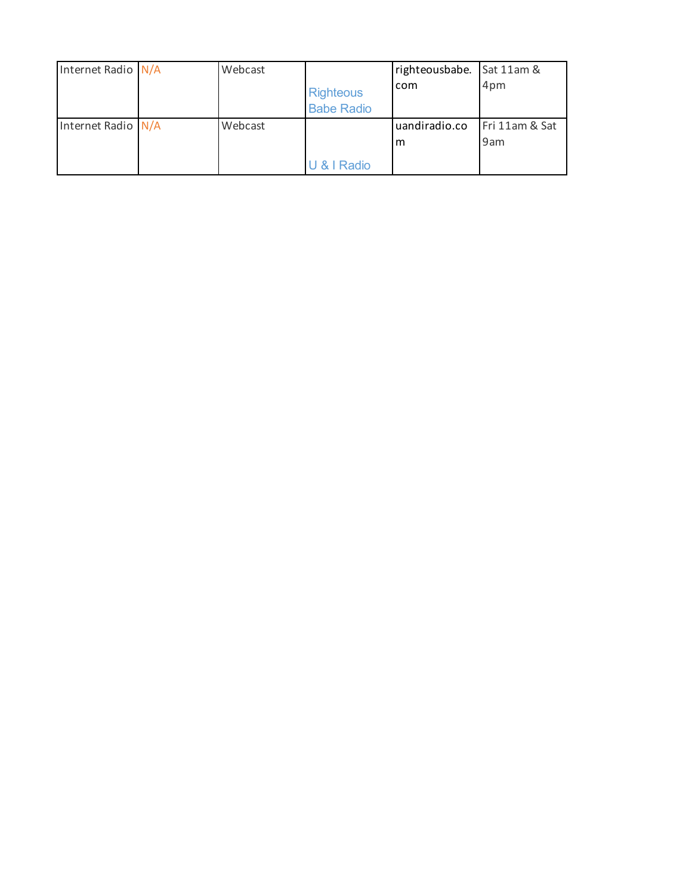| | | | | | |
|---|---|---|---|---|---|
| Internet Radio | N/A | Webcast | Righteous Babe Radio | righteousbabe.com | Sat 11am & 4pm |
| Internet Radio | N/A | Webcast | U & I Radio | uandiradio.com | Fri 11am & Sat 9am |